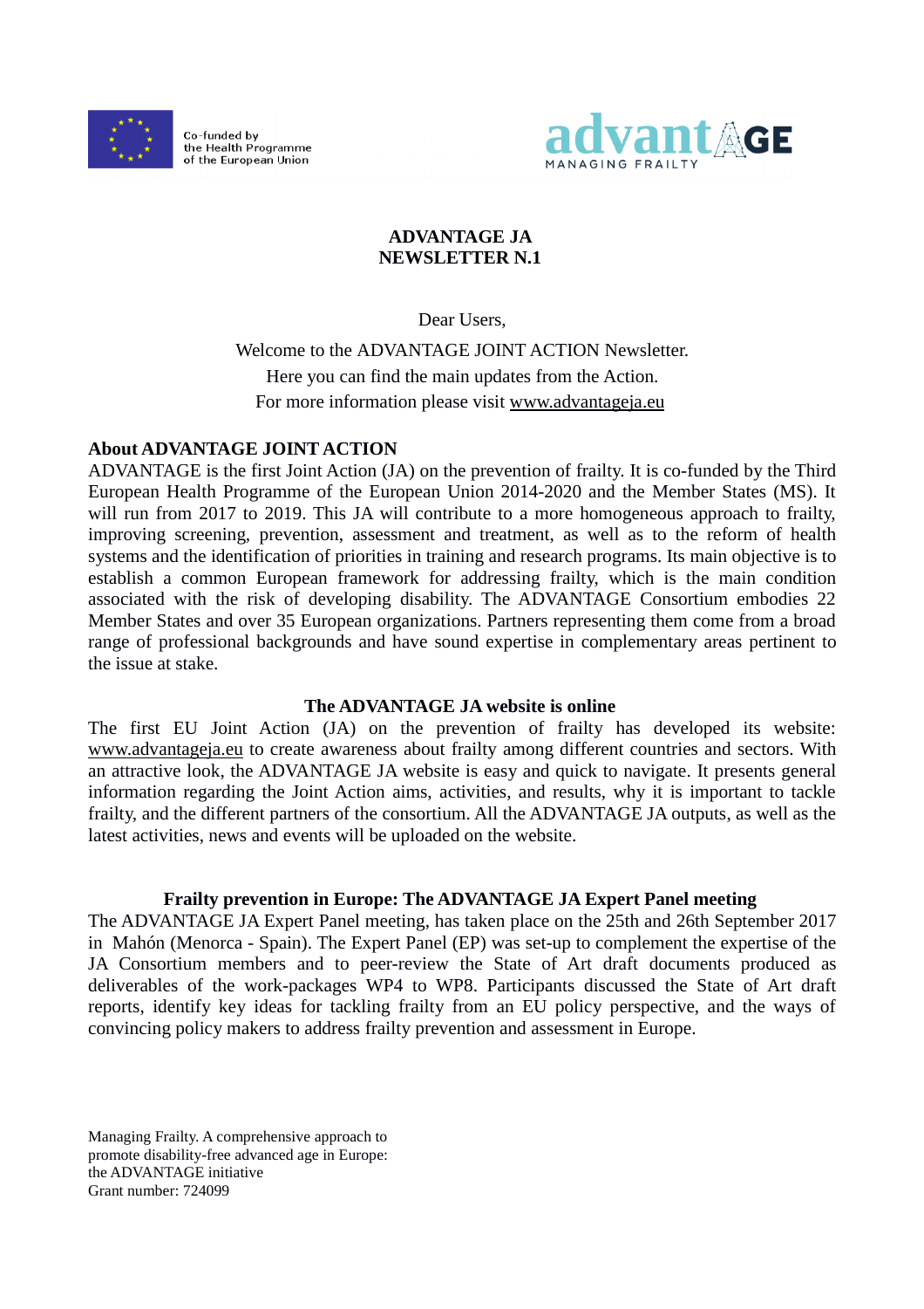Co-funded by the Health Programme of the European Union

advantAGE MANAGING FRAILTY

# ADVANTAGE JA NEWSLETTER N.1

Dear Users,

Welcome to the ADVANTAGE JOINT ACTION Newsletter.
Here you can find the main updates from the Action.
For more information please visit www.advantageja.eu

## About ADVANTAGE JOINT ACTION

ADVANTAGE is the first Joint Action (JA) on the prevention of frailty. It is co-funded by the Third European Health Programme of the European Union 2014-2020 and the Member States (MS). It will run from 2017 to 2019. This JA will contribute to a more homogeneous approach to frailty, improving screening, prevention, assessment and treatment, as well as to the reform of health systems and the identification of priorities in training and research programs. Its main objective is to establish a common European framework for addressing frailty, which is the main condition associated with the risk of developing disability. The ADVANTAGE Consortium embodies 22 Member States and over 35 European organizations. Partners representing them come from a broad range of professional backgrounds and have sound expertise in complementary areas pertinent to the issue at stake.

## The ADVANTAGE JA website is online

The first EU Joint Action (JA) on the prevention of frailty has developed its website: www.advantageja.eu to create awareness about frailty among different countries and sectors. With an attractive look, the ADVANTAGE JA website is easy and quick to navigate. It presents general information regarding the Joint Action aims, activities, and results, why it is important to tackle frailty, and the different partners of the consortium. All the ADVANTAGE JA outputs, as well as the latest activities, news and events will be uploaded on the website.

## Frailty prevention in Europe: The ADVANTAGE JA Expert Panel meeting

The ADVANTAGE JA Expert Panel meeting, has taken place on the 25th and 26th September 2017 in Mahón (Menorca - Spain). The Expert Panel (EP) was set-up to complement the expertise of the JA Consortium members and to peer-review the State of Art draft documents produced as deliverables of the work-packages WP4 to WP8. Participants discussed the State of Art draft reports, identify key ideas for tackling frailty from an EU policy perspective, and the ways of convincing policy makers to address frailty prevention and assessment in Europe.

Managing Frailty. A comprehensive approach to promote disability-free advanced age in Europe: the ADVANTAGE initiative
Grant number: 724099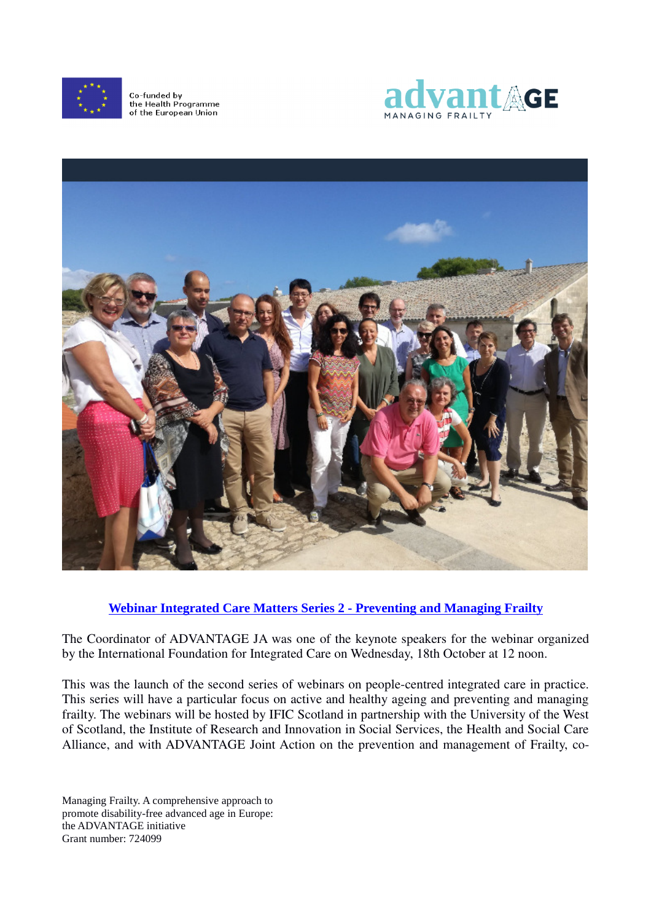[Webinar Integrated Care Matters Series 2 - Preventing and Managing Frailty]

The Coordinator of ADVANTAGE JA was one of the keynote speakers for the webinar organized by the International Foundation for Integrated Care on Wednesday, 18th October at 12 noon.

This was the launch of the second series of webinars on people-centred integrated care in practice. This series will have a particular focus on active and healthy ageing and preventing and managing frailty. The webinars will be hosted by IFIC Scotland in partnership with the University of the West of Scotland, the Institute of Research and Innovation in Social Services, the Health and Social Care Alliance, and with ADVANTAGE Joint Action on the prevention and management of Frailty, co-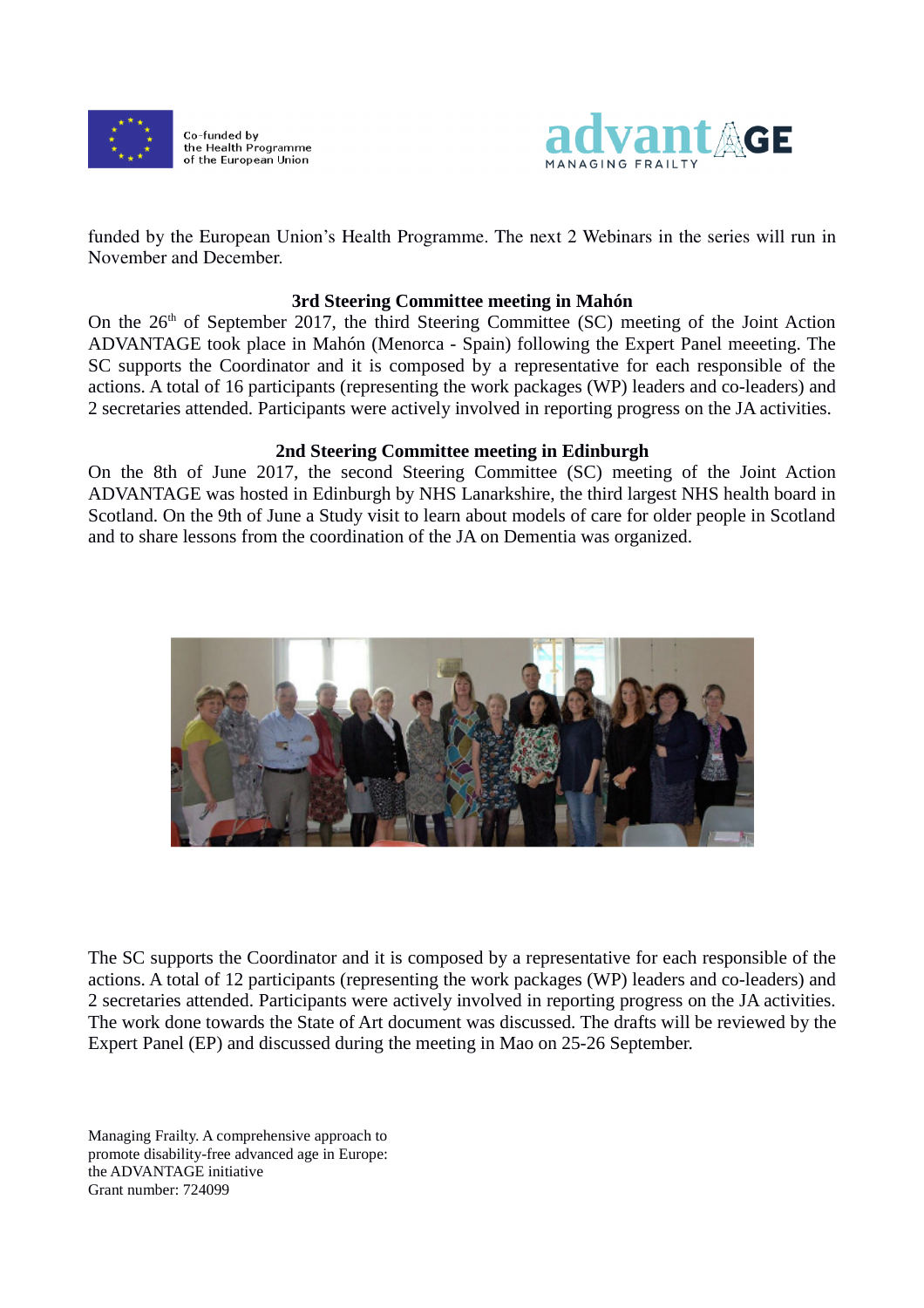funded by the European Union's Health Programme. The next 2 Webinars in the series will run in November and December.

### 3rd Steering Committee meeting in Mahón

On the 26th of September 2017, the third Steering Committee (SC) meeting of the Joint Action ADVANTAGE took place in Mahón (Menorca - Spain) following the Expert Panel meeeting. The SC supports the Coordinator and it is composed by a representative for each responsible of the actions. A total of 16 participants (representing the work packages (WP) leaders and co-leaders) and 2 secretaries attended. Participants were actively involved in reporting progress on the JA activities.

### 2nd Steering Committee meeting in Edinburgh

On the 8th of June 2017, the second Steering Committee (SC) meeting of the Joint Action ADVANTAGE was hosted in Edinburgh by NHS Lanarkshire, the third largest NHS health board in Scotland. On the 9th of June a Study visit to learn about models of care for older people in Scotland and to share lessons from the coordination of the JA on Dementia was organized.

The SC supports the Coordinator and it is composed by a representative for each responsible of the actions. A total of 12 participants (representing the work packages (WP) leaders and co-leaders) and 2 secretaries attended. Participants were actively involved in reporting progress on the JA activities. The work done towards the State of Art document was discussed. The drafts will be reviewed by the Expert Panel (EP) and discussed during the meeting in Mao on 25-26 September.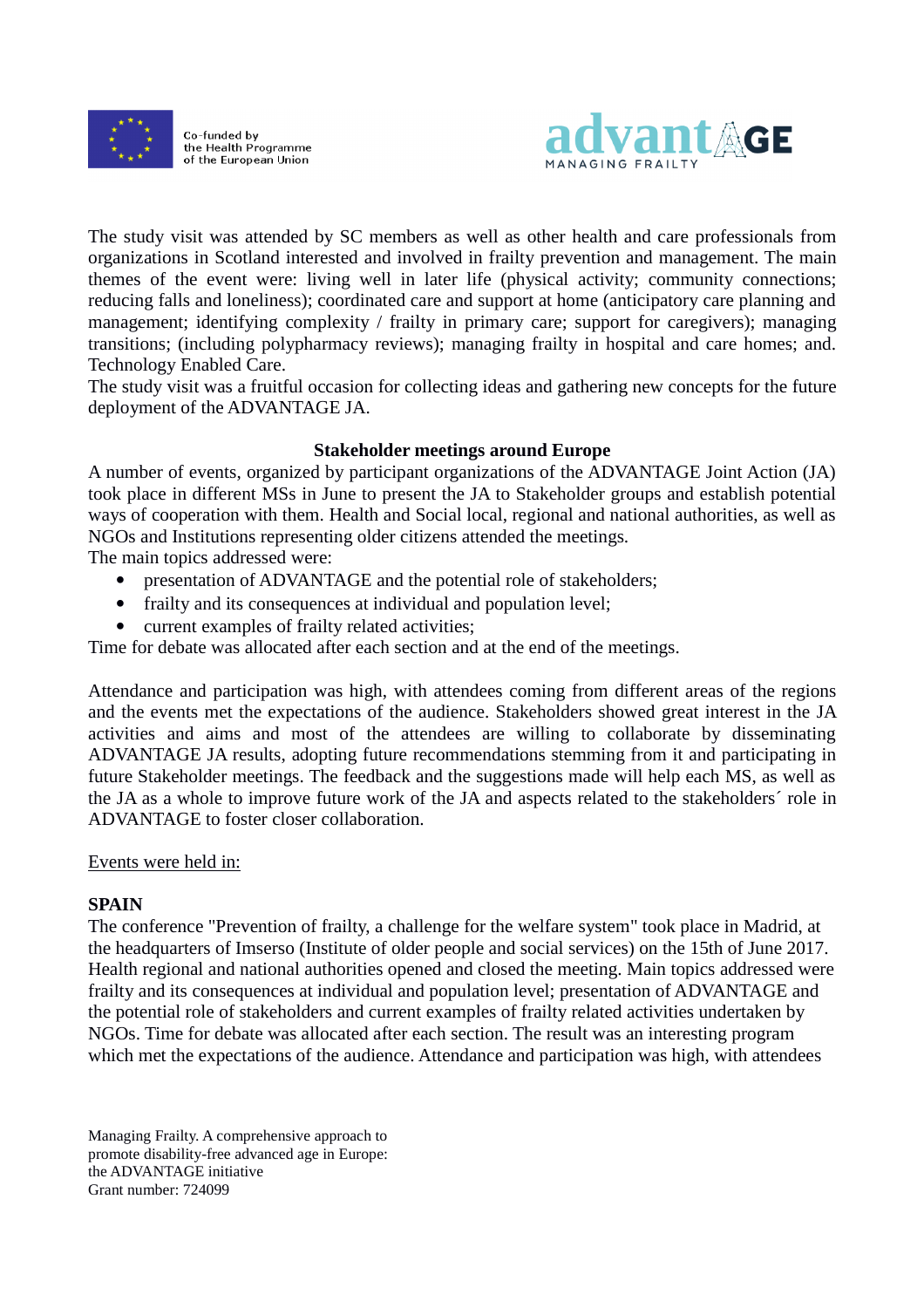The study visit was attended by SC members as well as other health and care professionals from organizations in Scotland interested and involved in frailty prevention and management. The main themes of the event were: living well in later life (physical activity; community connections; reducing falls and loneliness); coordinated care and support at home (anticipatory care planning and management; identifying complexity / frailty in primary care; support for caregivers); managing transitions; (including polypharmacy reviews); managing frailty in hospital and care homes; and. Technology Enabled Care.

The study visit was a fruitful occasion for collecting ideas and gathering new concepts for the future deployment of the ADVANTAGE JA.

**Stakeholder meetings around Europe**

A number of events, organized by participant organizations of the ADVANTAGE Joint Action (JA) took place in different MSs in June to present the JA to Stakeholder groups and establish potential ways of cooperation with them. Health and Social local, regional and national authorities, as well as NGOs and Institutions representing older citizens attended the meetings.

The main topics addressed were:

- presentation of ADVANTAGE and the potential role of stakeholders;
- frailty and its consequences at individual and population level;
- current examples of frailty related activities;

Time for debate was allocated after each section and at the end of the meetings.

Attendance and participation was high, with attendees coming from different areas of the regions and the events met the expectations of the audience. Stakeholders showed great interest in the JA activities and aims and most of the attendees are willing to collaborate by disseminating ADVANTAGE JA results, adopting future recommendations stemming from it and participating in future Stakeholder meetings. The feedback and the suggestions made will help each MS, as well as the JA as a whole to improve future work of the JA and aspects related to the stakeholders´ role in ADVANTAGE to foster closer collaboration.

<u>Events were held in:</u>

**SPAIN**

The conference "Prevention of frailty, a challenge for the welfare system" took place in Madrid, at the headquarters of Imserso (Institute of older people and social services) on the 15th of June 2017. Health regional and national authorities opened and closed the meeting. Main topics addressed were frailty and its consequences at individual and population level; presentation of ADVANTAGE and the potential role of stakeholders and current examples of frailty related activities undertaken by NGOs. Time for debate was allocated after each section. The result was an interesting program which met the expectations of the audience. Attendance and participation was high, with attendees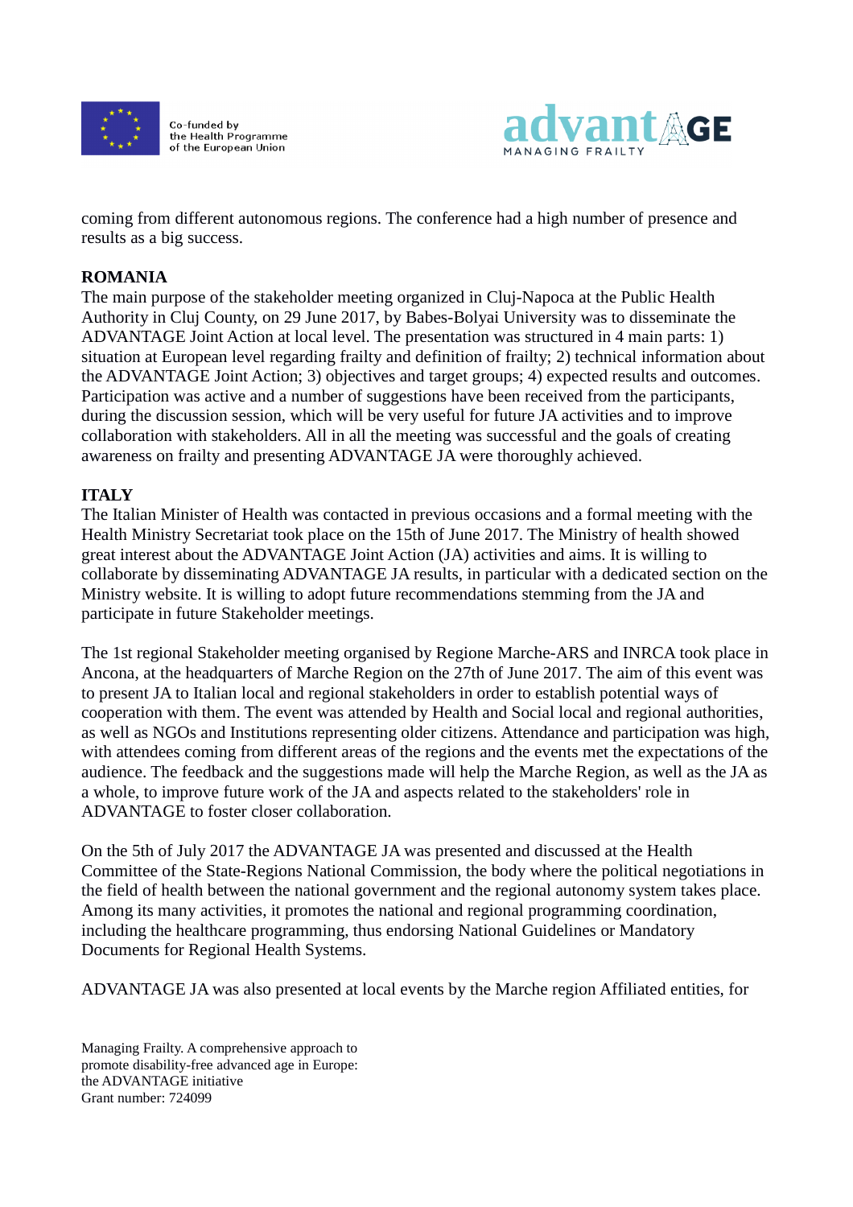coming from different autonomous regions. The conference had a high number of presence and results as a big success.

**ROMANIA**

The main purpose of the stakeholder meeting organized in Cluj-Napoca at the Public Health Authority in Cluj County, on 29 June 2017, by Babes-Bolyai University was to disseminate the ADVANTAGE Joint Action at local level. The presentation was structured in 4 main parts: 1) situation at European level regarding frailty and definition of frailty; 2) technical information about the ADVANTAGE Joint Action; 3) objectives and target groups; 4) expected results and outcomes. Participation was active and a number of suggestions have been received from the participants, during the discussion session, which will be very useful for future JA activities and to improve collaboration with stakeholders. All in all the meeting was successful and the goals of creating awareness on frailty and presenting ADVANTAGE JA were thoroughly achieved.

**ITALY**

The Italian Minister of Health was contacted in previous occasions and a formal meeting with the Health Ministry Secretariat took place on the 15th of June 2017. The Ministry of health showed great interest about the ADVANTAGE Joint Action (JA) activities and aims. It is willing to collaborate by disseminating ADVANTAGE JA results, in particular with a dedicated section on the Ministry website. It is willing to adopt future recommendations stemming from the JA and participate in future Stakeholder meetings.

The 1st regional Stakeholder meeting organised by Regione Marche-ARS and INRCA took place in Ancona, at the headquarters of Marche Region on the 27th of June 2017. The aim of this event was to present JA to Italian local and regional stakeholders in order to establish potential ways of cooperation with them. The event was attended by Health and Social local and regional authorities, as well as NGOs and Institutions representing older citizens. Attendance and participation was high, with attendees coming from different areas of the regions and the events met the expectations of the audience. The feedback and the suggestions made will help the Marche Region, as well as the JA as a whole, to improve future work of the JA and aspects related to the stakeholders' role in ADVANTAGE to foster closer collaboration.

On the 5th of July 2017 the ADVANTAGE JA was presented and discussed at the Health Committee of the State-Regions National Commission, the body where the political negotiations in the field of health between the national government and the regional autonomy system takes place. Among its many activities, it promotes the national and regional programming coordination, including the healthcare programming, thus endorsing National Guidelines or Mandatory Documents for Regional Health Systems.

ADVANTAGE JA was also presented at local events by the Marche region Affiliated entities, for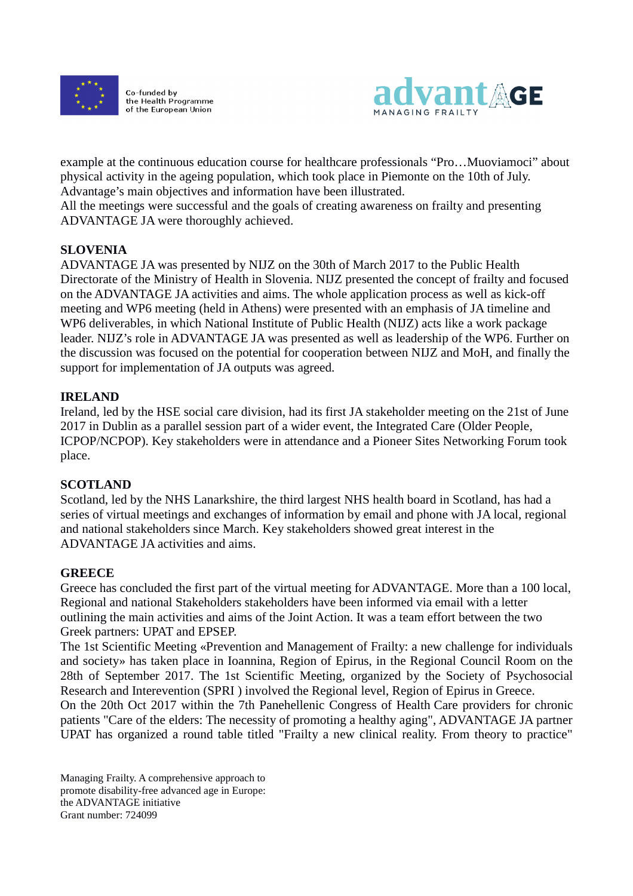example at the continuous education course for healthcare professionals "Pro…Muoviamoci" about physical activity in the ageing population, which took place in Piemonte on the 10th of July. Advantage's main objectives and information have been illustrated.
All the meetings were successful and the goals of creating awareness on frailty and presenting ADVANTAGE JA were thoroughly achieved.

**SLOVENIA**
ADVANTAGE JA was presented by NIJZ on the 30th of March 2017 to the Public Health Directorate of the Ministry of Health in Slovenia. NIJZ presented the concept of frailty and focused on the ADVANTAGE JA activities and aims. The whole application process as well as kick-off meeting and WP6 meeting (held in Athens) were presented with an emphasis of JA timeline and WP6 deliverables, in which National Institute of Public Health (NIJZ) acts like a work package leader. NIJZ's role in ADVANTAGE JA was presented as well as leadership of the WP6. Further on the discussion was focused on the potential for cooperation between NIJZ and MoH, and finally the support for implementation of JA outputs was agreed.

**IRELAND**
Ireland, led by the HSE social care division, had its first JA stakeholder meeting on the 21st of June 2017 in Dublin as a parallel session part of a wider event, the Integrated Care (Older People, ICPOP/NCPOP). Key stakeholders were in attendance and a Pioneer Sites Networking Forum took place.

**SCOTLAND**
Scotland, led by the NHS Lanarkshire, the third largest NHS health board in Scotland, has had a series of virtual meetings and exchanges of information by email and phone with JA local, regional and national stakeholders since March. Key stakeholders showed great interest in the ADVANTAGE JA activities and aims.

**GREECE**
Greece has concluded the first part of the virtual meeting for ADVANTAGE. More than a 100 local, Regional and national Stakeholders stakeholders have been informed via email with a letter outlining the main activities and aims of the Joint Action. It was a team effort between the two Greek partners: UPAT and EPSEP.
The 1st Scientific Meeting «Prevention and Management of Frailty: a new challenge for individuals and society» has taken place in Ioannina, Region of Epirus, in the Regional Council Room on the 28th of September 2017. The 1st Scientific Meeting, organized by the Society of Psychosocial Research and Interevention (SPRI ) involved the Regional level, Region of Epirus in Greece.
On the 20th Oct 2017 within the 7th Panehellenic Congress of Health Care providers for chronic patients "Care of the elders: The necessity of promoting a healthy aging", ADVANTAGE JA partner UPAT has organized a round table titled "Frailty a new clinical reality. From theory to practice"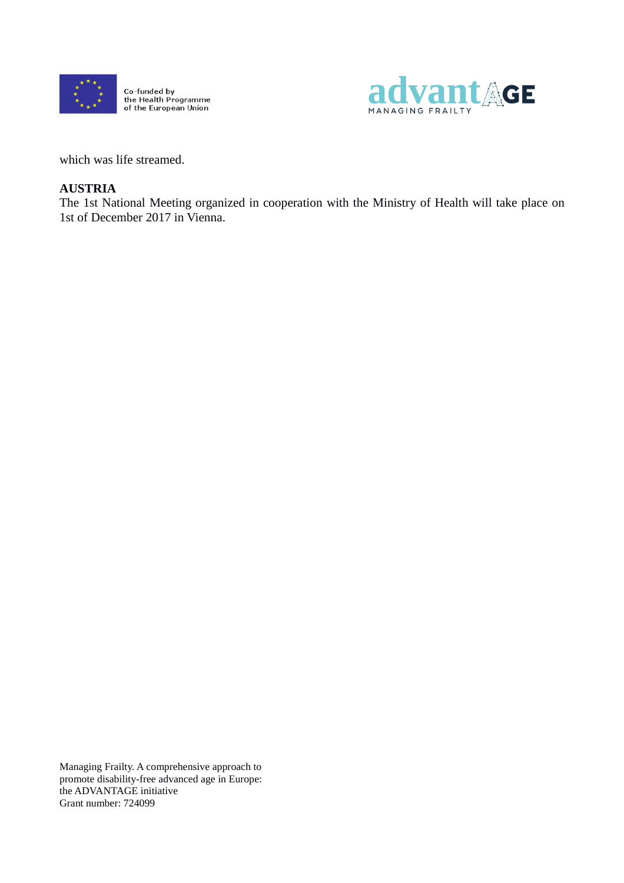which was life streamed.

**AUSTRIA**
The 1st National Meeting organized in cooperation with the Ministry of Health will take place on 1st of December 2017 in Vienna.